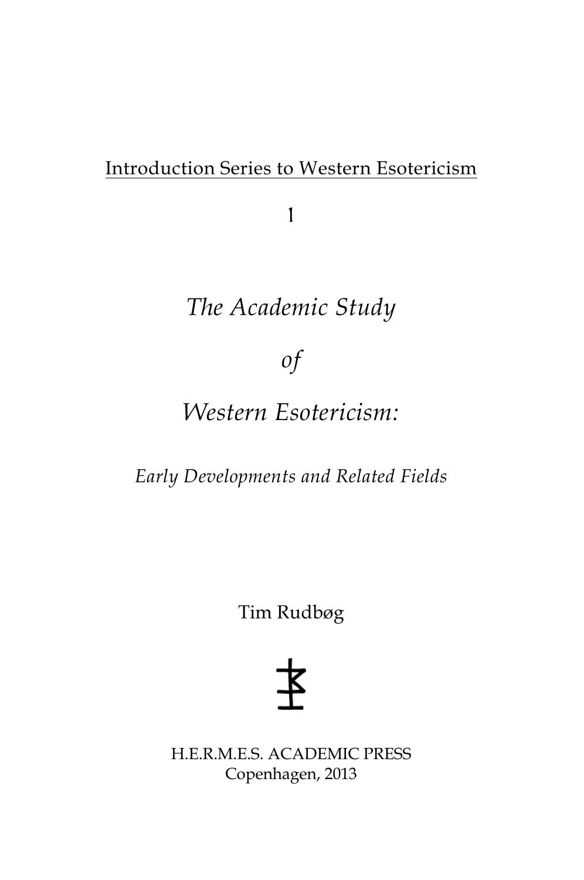<u>Introduction Series to Western Esotericism</u>

1

# *The Academic Study of Western Esotericism:*

## *Early Developments and Related Fields*

Tim Rudbøg

H.E.R.M.E.S. ACADEMIC PRESS
Copenhagen, 2013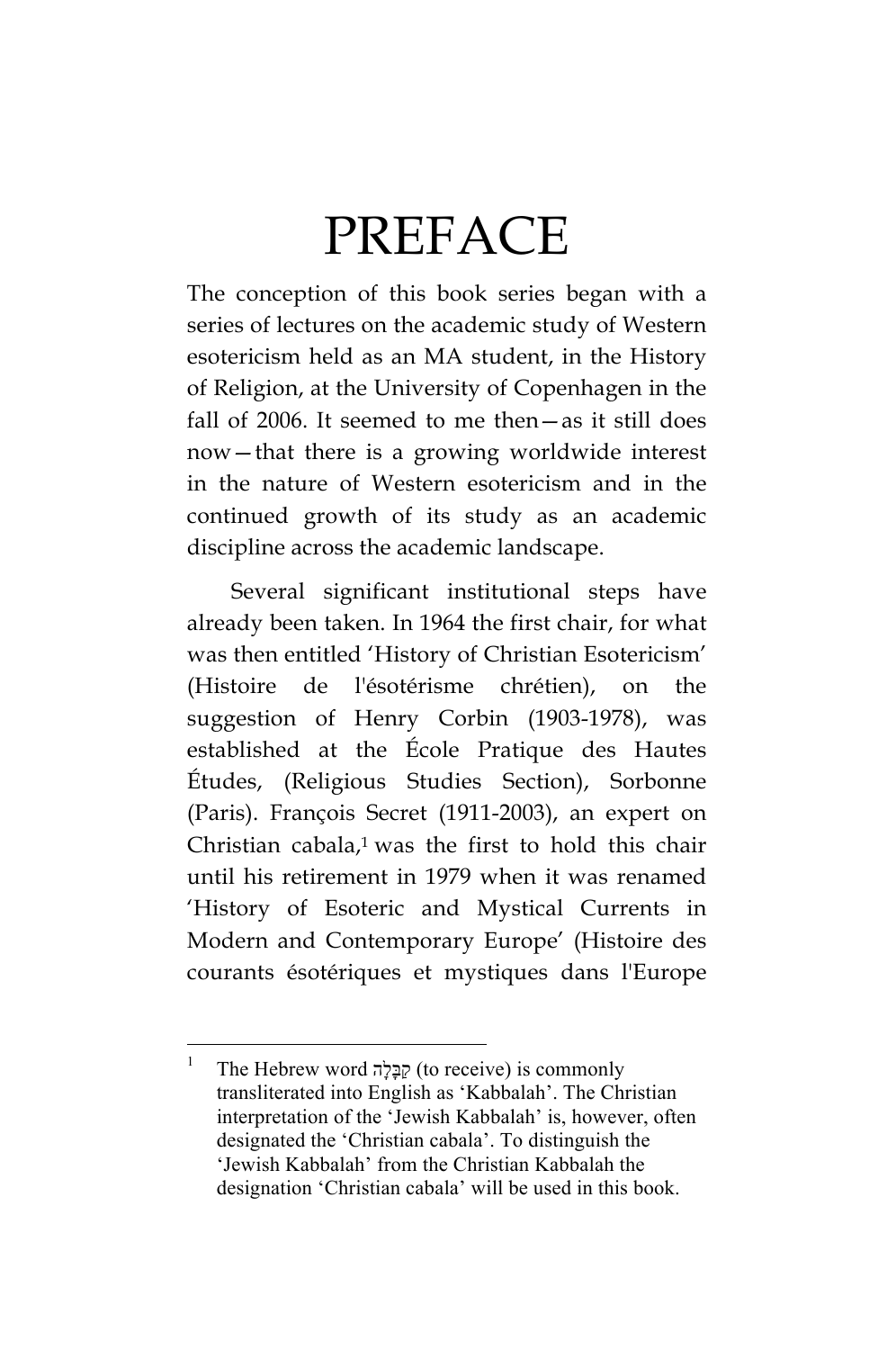# PREFACE

The conception of this book series began with a series of lectures on the academic study of Western esotericism held as an MA student, in the History of Religion, at the University of Copenhagen in the fall of 2006. It seemed to me then—as it still does now—that there is a growing worldwide interest in the nature of Western esotericism and in the continued growth of its study as an academic discipline across the academic landscape.

Several significant institutional steps have already been taken. In 1964 the first chair, for what was then entitled 'History of Christian Esotericism' (Histoire de l'ésotérisme chrétien), on the suggestion of Henry Corbin (1903-1978), was established at the École Pratique des Hautes Études, (Religious Studies Section), Sorbonne (Paris). François Secret (1911-2003), an expert on Christian cabala,[1] was the first to hold this chair until his retirement in 1979 when it was renamed 'History of Esoteric and Mystical Currents in Modern and Contemporary Europe' (Histoire des courants ésotériques et mystiques dans l'Europe

---

[1] The Hebrew word קַבָּלָה (to receive) is commonly transliterated into English as 'Kabbalah'. The Christian interpretation of the 'Jewish Kabbalah' is, however, often designated the 'Christian cabala'. To distinguish the 'Jewish Kabbalah' from the Christian Kabbalah the designation 'Christian cabala' will be used in this book.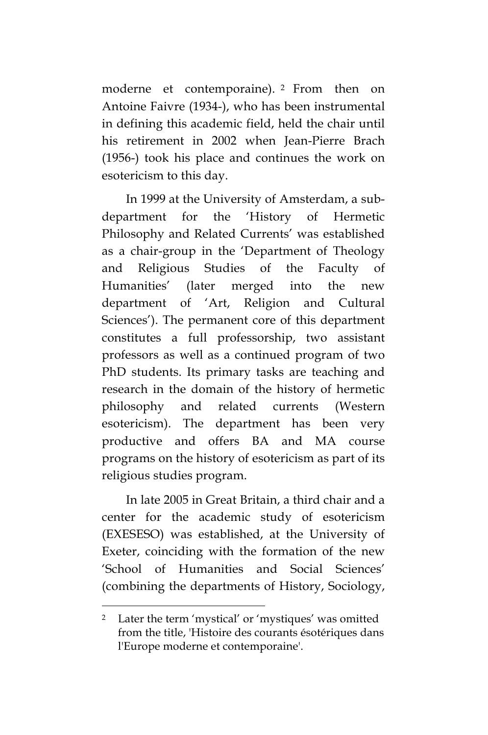moderne et contemporaine).[2] From then on Antoine Faivre (1934-), who has been instrumental in defining this academic field, held the chair until his retirement in 2002 when Jean-Pierre Brach (1956-) took his place and continues the work on esotericism to this day.

In 1999 at the University of Amsterdam, a sub-department for the 'History of Hermetic Philosophy and Related Currents' was established as a chair-group in the 'Department of Theology and Religious Studies of the Faculty of Humanities' (later merged into the new department of 'Art, Religion and Cultural Sciences'). The permanent core of this department constitutes a full professorship, two assistant professors as well as a continued program of two PhD students. Its primary tasks are teaching and research in the domain of the history of hermetic philosophy and related currents (Western esotericism). The department has been very productive and offers BA and MA course programs on the history of esotericism as part of its religious studies program.

In late 2005 in Great Britain, a third chair and a center for the academic study of esotericism (EXESESO) was established, at the University of Exeter, coinciding with the formation of the new 'School of Humanities and Social Sciences' (combining the departments of History, Sociology,

---

[2] Later the term 'mystical' or 'mystiques' was omitted from the title, 'Histoire des courants ésotériques dans l'Europe moderne et contemporaine'.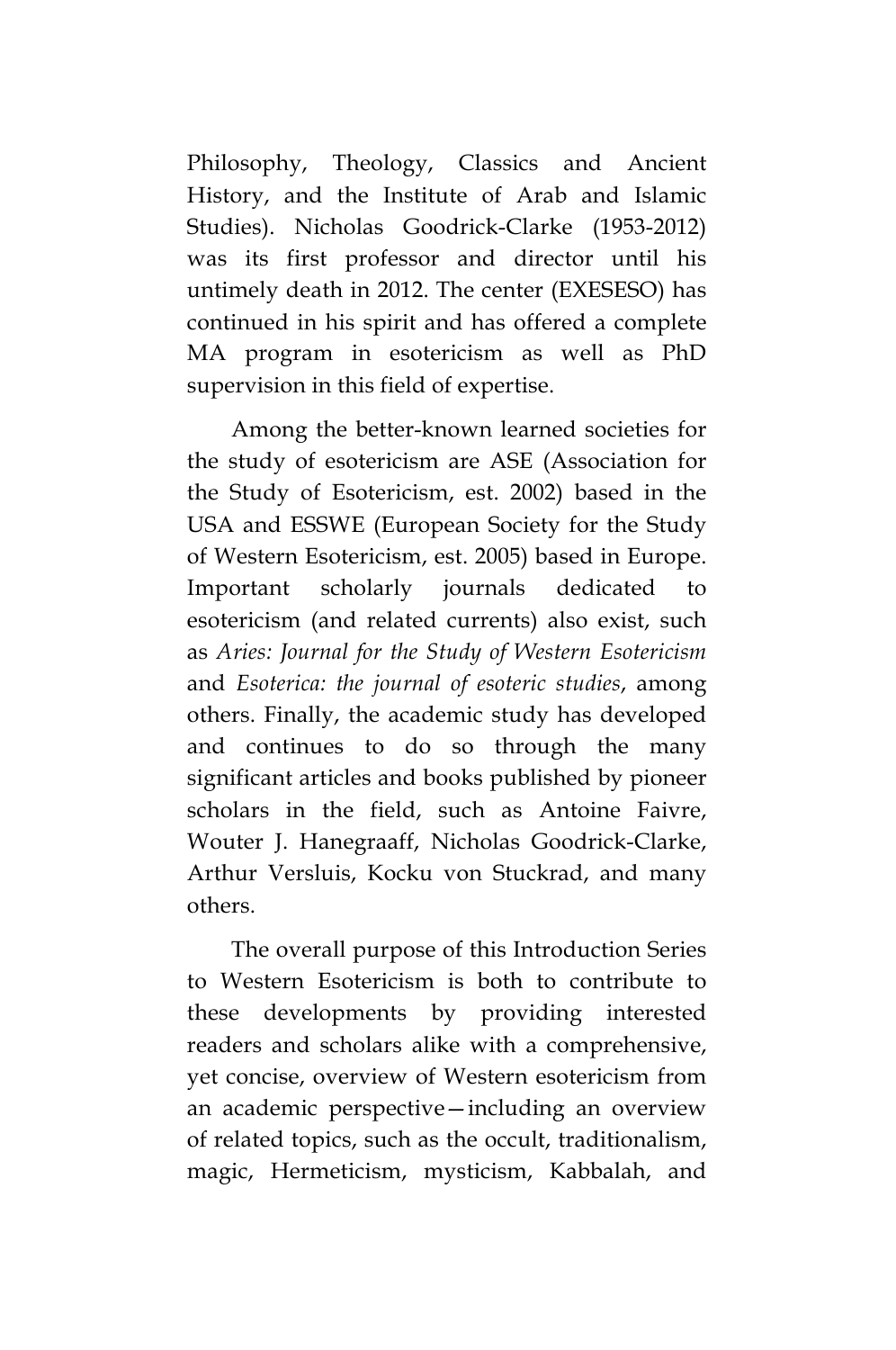Philosophy, Theology, Classics and Ancient History, and the Institute of Arab and Islamic Studies). Nicholas Goodrick-Clarke (1953-2012) was its first professor and director until his untimely death in 2012. The center (EXESESO) has continued in his spirit and has offered a complete MA program in esotericism as well as PhD supervision in this field of expertise.

Among the better-known learned societies for the study of esotericism are ASE (Association for the Study of Esotericism, est. 2002) based in the USA and ESSWE (European Society for the Study of Western Esotericism, est. 2005) based in Europe. Important scholarly journals dedicated to esotericism (and related currents) also exist, such as *Aries: Journal for the Study of Western Esotericism* and *Esoterica: the journal of esoteric studies*, among others. Finally, the academic study has developed and continues to do so through the many significant articles and books published by pioneer scholars in the field, such as Antoine Faivre, Wouter J. Hanegraaff, Nicholas Goodrick-Clarke, Arthur Versluis, Kocku von Stuckrad, and many others.

The overall purpose of this Introduction Series to Western Esotericism is both to contribute to these developments by providing interested readers and scholars alike with a comprehensive, yet concise, overview of Western esotericism from an academic perspective—including an overview of related topics, such as the occult, traditionalism, magic, Hermeticism, mysticism, Kabbalah, and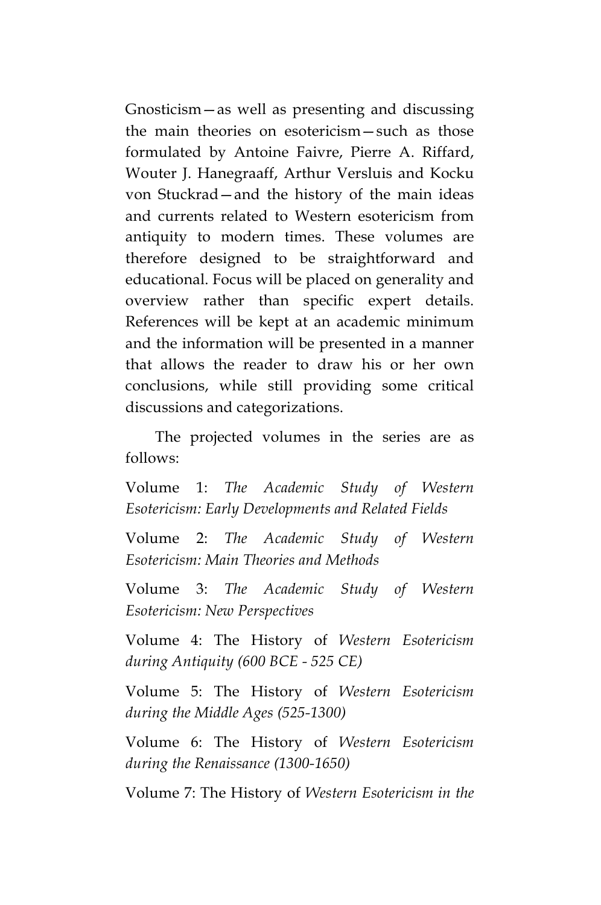Gnosticism—as well as presenting and discussing the main theories on esotericism—such as those formulated by Antoine Faivre, Pierre A. Riffard, Wouter J. Hanegraaff, Arthur Versluis and Kocku von Stuckrad—and the history of the main ideas and currents related to Western esotericism from antiquity to modern times. These volumes are therefore designed to be straightforward and educational. Focus will be placed on generality and overview rather than specific expert details. References will be kept at an academic minimum and the information will be presented in a manner that allows the reader to draw his or her own conclusions, while still providing some critical discussions and categorizations.

The projected volumes in the series are as follows:

Volume 1: *The Academic Study of Western Esotericism: Early Developments and Related Fields*

Volume 2: *The Academic Study of Western Esotericism: Main Theories and Methods*

Volume 3: *The Academic Study of Western Esotericism: New Perspectives*

Volume 4: The History of *Western Esotericism during Antiquity (600 BCE - 525 CE)*

Volume 5: The History of *Western Esotericism during the Middle Ages (525-1300)*

Volume 6: The History of *Western Esotericism during the Renaissance (1300-1650)*

Volume 7: The History of *Western Esotericism in the*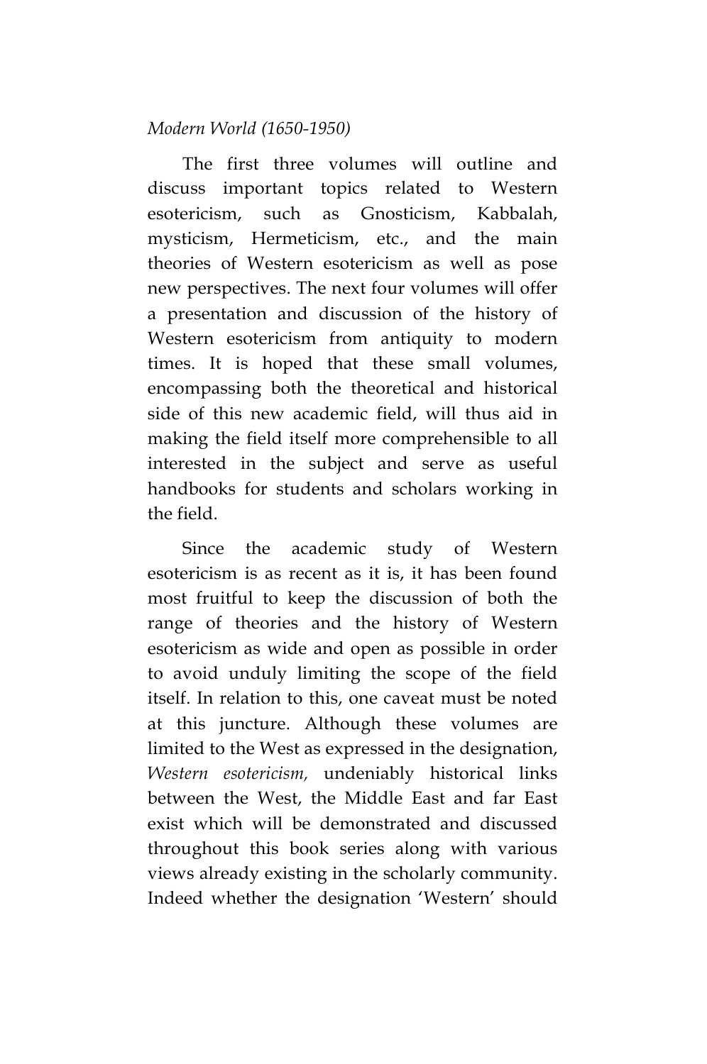*Modern World (1650-1950)*

The first three volumes will outline and discuss important topics related to Western esotericism, such as Gnosticism, Kabbalah, mysticism, Hermeticism, etc., and the main theories of Western esotericism as well as pose new perspectives. The next four volumes will offer a presentation and discussion of the history of Western esotericism from antiquity to modern times. It is hoped that these small volumes, encompassing both the theoretical and historical side of this new academic field, will thus aid in making the field itself more comprehensible to all interested in the subject and serve as useful handbooks for students and scholars working in the field.

Since the academic study of Western esotericism is as recent as it is, it has been found most fruitful to keep the discussion of both the range of theories and the history of Western esotericism as wide and open as possible in order to avoid unduly limiting the scope of the field itself. In relation to this, one caveat must be noted at this juncture. Although these volumes are limited to the West as expressed in the designation, *Western esotericism,* undeniably historical links between the West, the Middle East and far East exist which will be demonstrated and discussed throughout this book series along with various views already existing in the scholarly community. Indeed whether the designation 'Western' should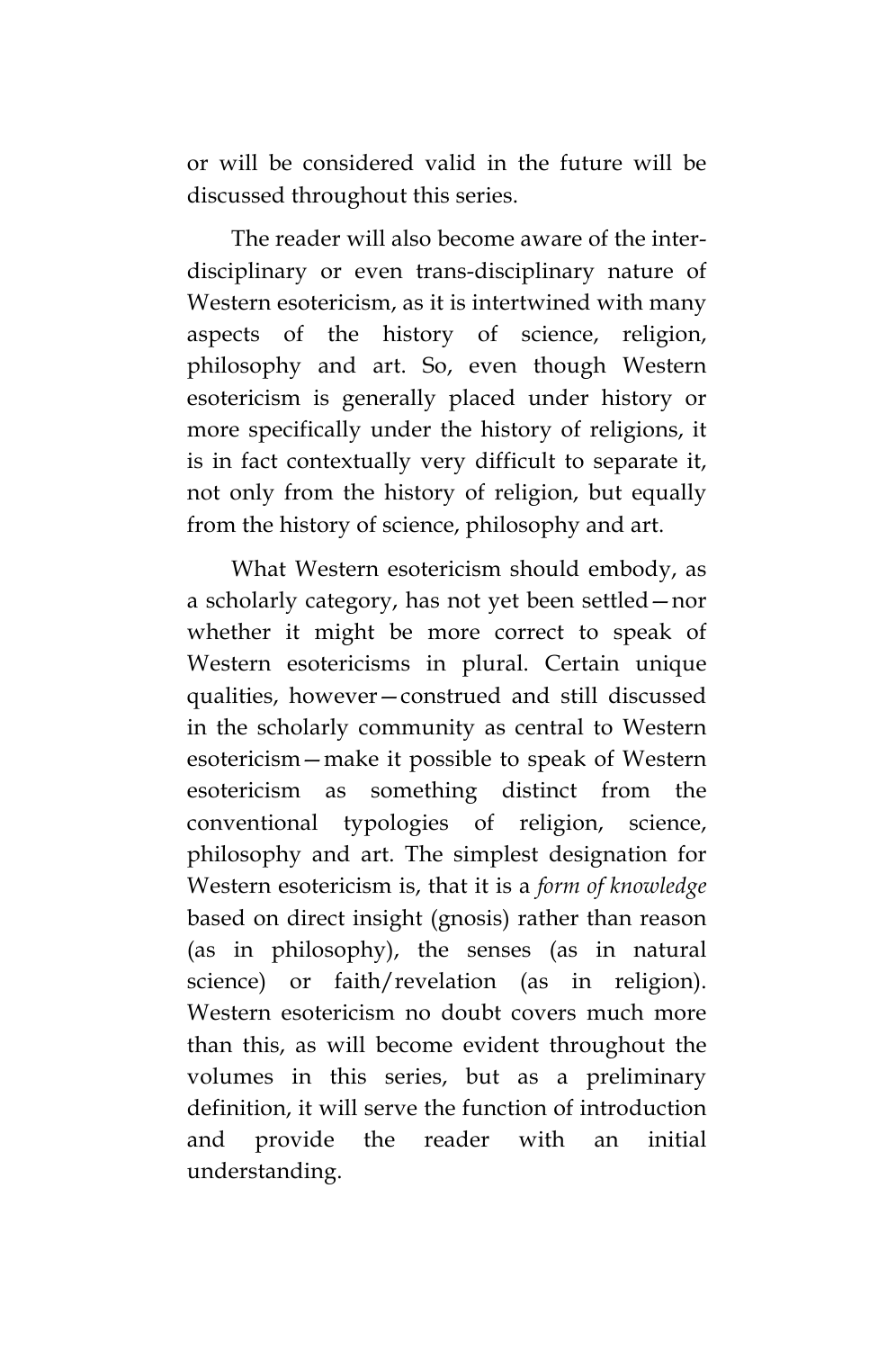or will be considered valid in the future will be discussed throughout this series.

The reader will also become aware of the inter-disciplinary or even trans-disciplinary nature of Western esotericism, as it is intertwined with many aspects of the history of science, religion, philosophy and art. So, even though Western esotericism is generally placed under history or more specifically under the history of religions, it is in fact contextually very difficult to separate it, not only from the history of religion, but equally from the history of science, philosophy and art.

What Western esotericism should embody, as a scholarly category, has not yet been settled—nor whether it might be more correct to speak of Western esotericisms in plural. Certain unique qualities, however—construed and still discussed in the scholarly community as central to Western esotericism—make it possible to speak of Western esotericism as something distinct from the conventional typologies of religion, science, philosophy and art. The simplest designation for Western esotericism is, that it is a *form of knowledge* based on direct insight (gnosis) rather than reason (as in philosophy), the senses (as in natural science) or faith/revelation (as in religion). Western esotericism no doubt covers much more than this, as will become evident throughout the volumes in this series, but as a preliminary definition, it will serve the function of introduction and provide the reader with an initial understanding.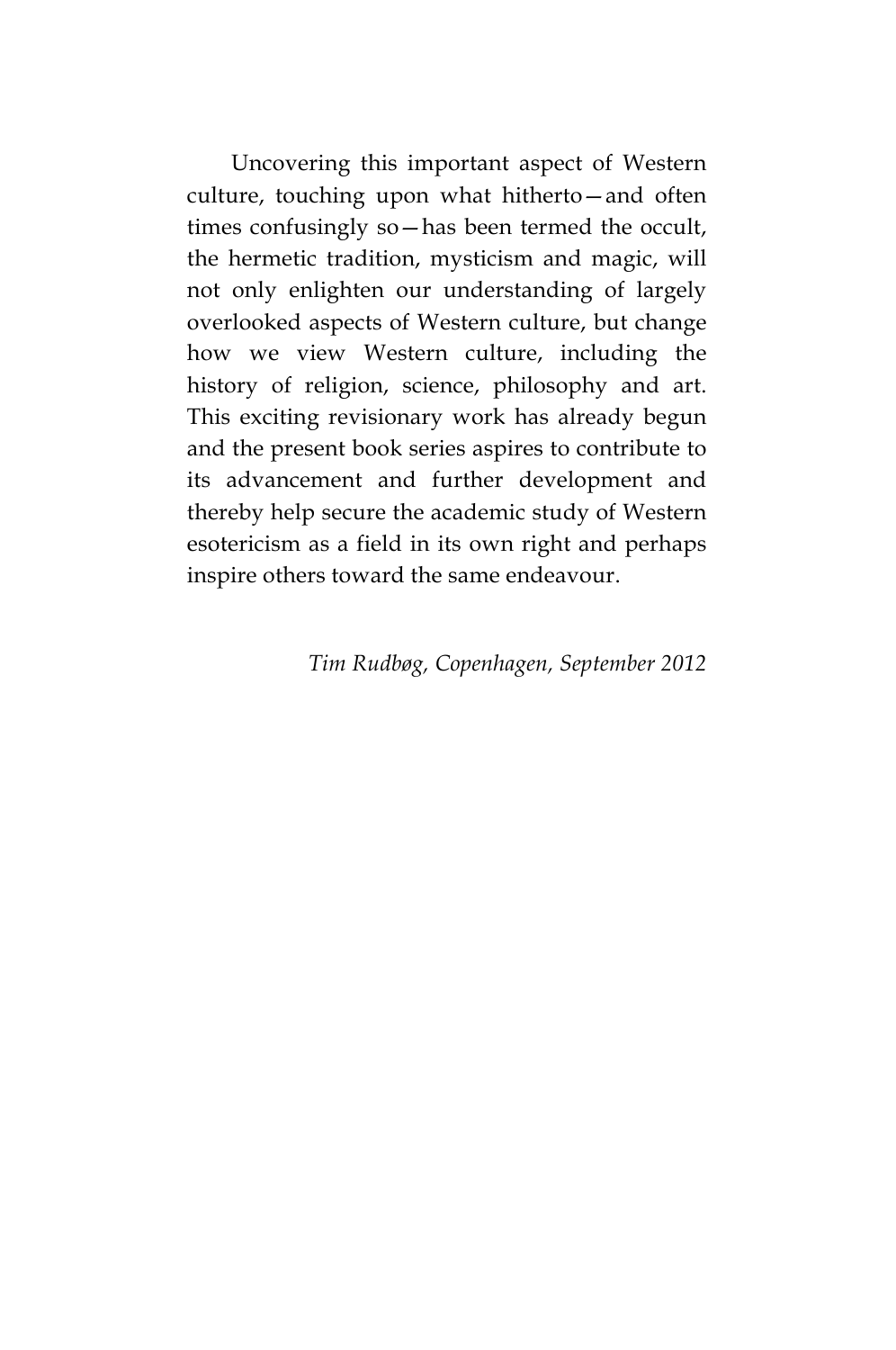Uncovering this important aspect of Western culture, touching upon what hitherto—and often times confusingly so—has been termed the occult, the hermetic tradition, mysticism and magic, will not only enlighten our understanding of largely overlooked aspects of Western culture, but change how we view Western culture, including the history of religion, science, philosophy and art. This exciting revisionary work has already begun and the present book series aspires to contribute to its advancement and further development and thereby help secure the academic study of Western esotericism as a field in its own right and perhaps inspire others toward the same endeavour.

*Tim Rudbøg, Copenhagen, September 2012*